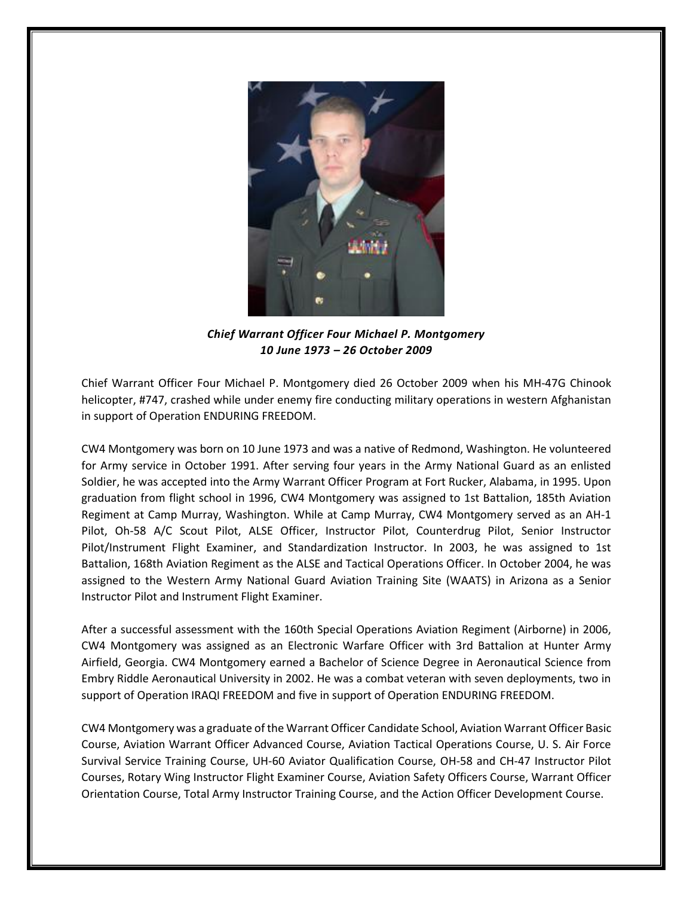*Chief Warrant Officer Four Michael P. Montgomery*
*10 June 1973 – 26 October 2009*

Chief Warrant Officer Four Michael P. Montgomery died 26 October 2009 when his MH-47G Chinook helicopter, #747, crashed while under enemy fire conducting military operations in western Afghanistan in support of Operation ENDURING FREEDOM.

CW4 Montgomery was born on 10 June 1973 and was a native of Redmond, Washington. He volunteered for Army service in October 1991. After serving four years in the Army National Guard as an enlisted Soldier, he was accepted into the Army Warrant Officer Program at Fort Rucker, Alabama, in 1995. Upon graduation from flight school in 1996, CW4 Montgomery was assigned to 1st Battalion, 185th Aviation Regiment at Camp Murray, Washington. While at Camp Murray, CW4 Montgomery served as an AH-1 Pilot, Oh-58 A/C Scout Pilot, ALSE Officer, Instructor Pilot, Counterdrug Pilot, Senior Instructor Pilot/Instrument Flight Examiner, and Standardization Instructor. In 2003, he was assigned to 1st Battalion, 168th Aviation Regiment as the ALSE and Tactical Operations Officer. In October 2004, he was assigned to the Western Army National Guard Aviation Training Site (WAATS) in Arizona as a Senior Instructor Pilot and Instrument Flight Examiner.

After a successful assessment with the 160th Special Operations Aviation Regiment (Airborne) in 2006, CW4 Montgomery was assigned as an Electronic Warfare Officer with 3rd Battalion at Hunter Army Airfield, Georgia. CW4 Montgomery earned a Bachelor of Science Degree in Aeronautical Science from Embry Riddle Aeronautical University in 2002. He was a combat veteran with seven deployments, two in support of Operation IRAQI FREEDOM and five in support of Operation ENDURING FREEDOM.

CW4 Montgomery was a graduate of the Warrant Officer Candidate School, Aviation Warrant Officer Basic Course, Aviation Warrant Officer Advanced Course, Aviation Tactical Operations Course, U. S. Air Force Survival Service Training Course, UH-60 Aviator Qualification Course, OH-58 and CH-47 Instructor Pilot Courses, Rotary Wing Instructor Flight Examiner Course, Aviation Safety Officers Course, Warrant Officer Orientation Course, Total Army Instructor Training Course, and the Action Officer Development Course.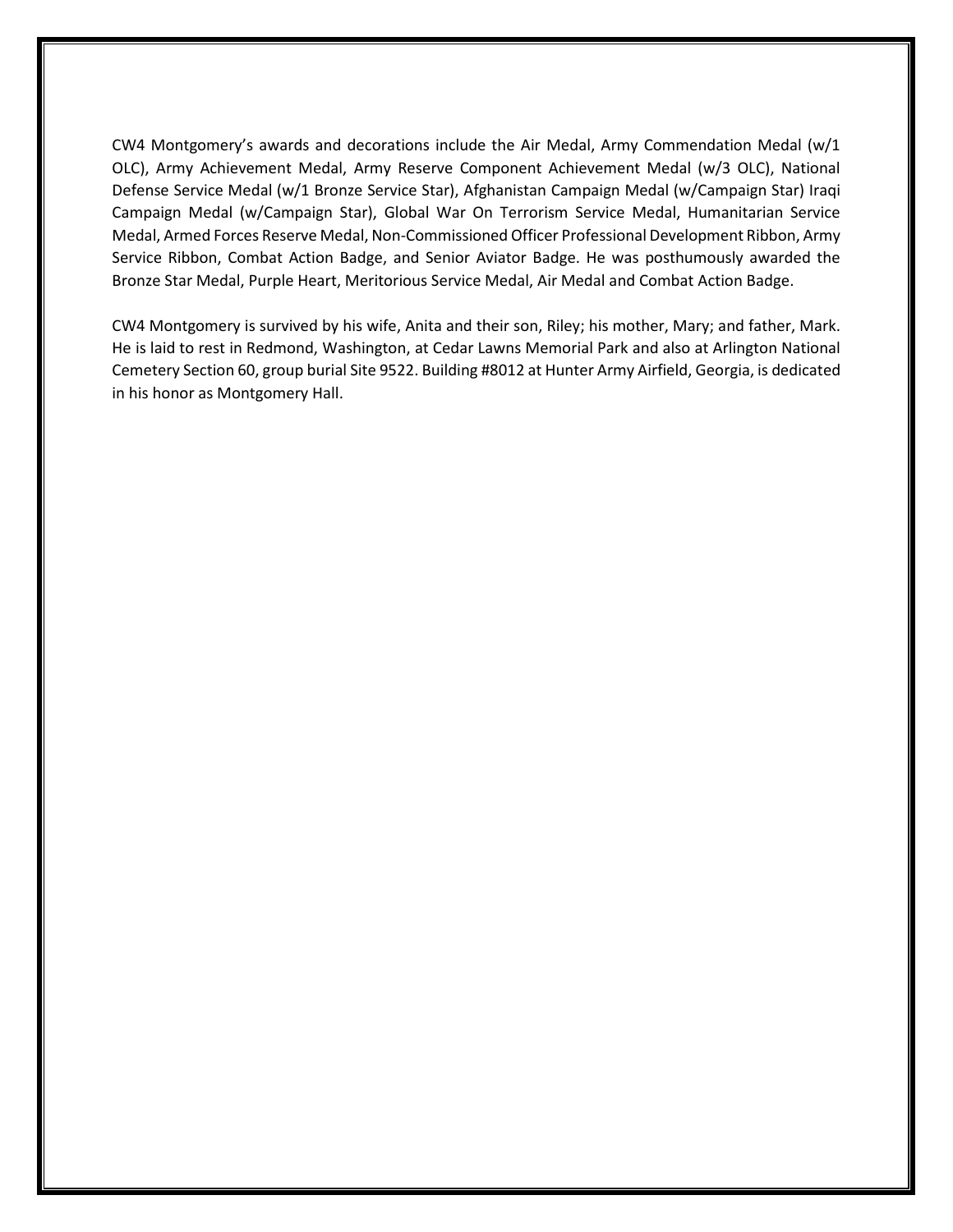CW4 Montgomery's awards and decorations include the Air Medal, Army Commendation Medal (w/1 OLC), Army Achievement Medal, Army Reserve Component Achievement Medal (w/3 OLC), National Defense Service Medal (w/1 Bronze Service Star), Afghanistan Campaign Medal (w/Campaign Star) Iraqi Campaign Medal (w/Campaign Star), Global War On Terrorism Service Medal, Humanitarian Service Medal, Armed Forces Reserve Medal, Non-Commissioned Officer Professional Development Ribbon, Army Service Ribbon, Combat Action Badge, and Senior Aviator Badge. He was posthumously awarded the Bronze Star Medal, Purple Heart, Meritorious Service Medal, Air Medal and Combat Action Badge.

CW4 Montgomery is survived by his wife, Anita and their son, Riley; his mother, Mary; and father, Mark. He is laid to rest in Redmond, Washington, at Cedar Lawns Memorial Park and also at Arlington National Cemetery Section 60, group burial Site 9522. Building #8012 at Hunter Army Airfield, Georgia, is dedicated in his honor as Montgomery Hall.